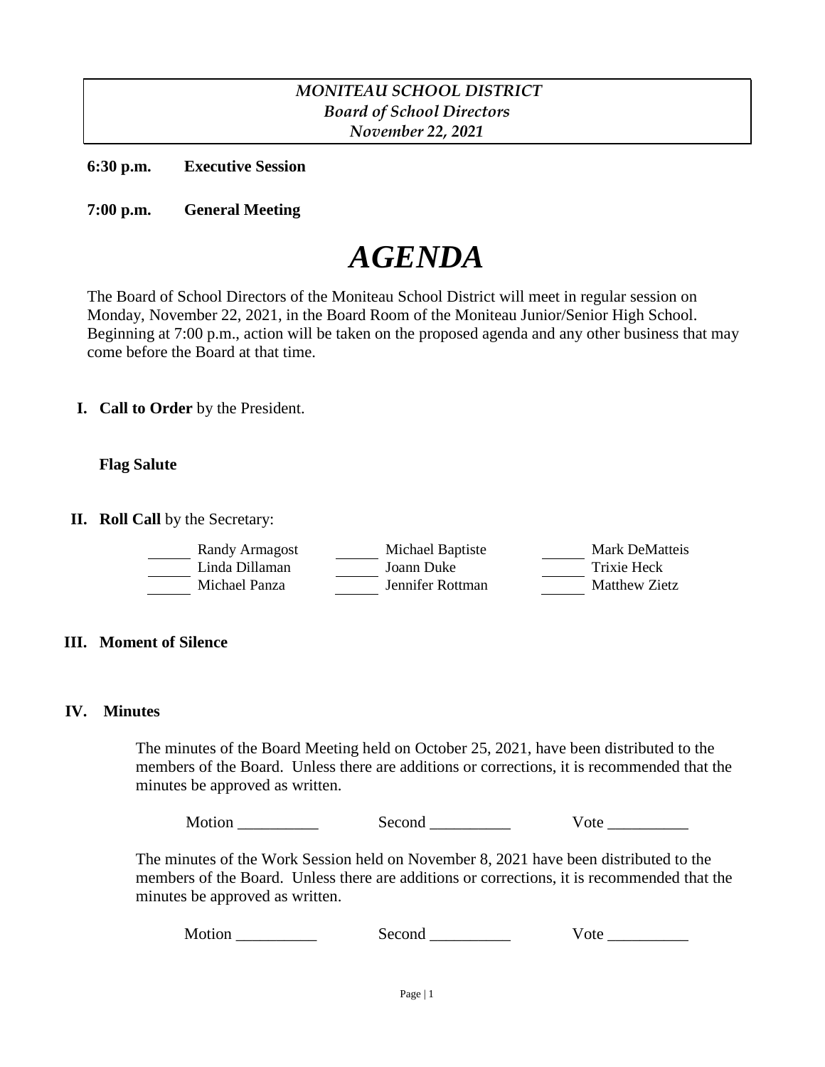*MONITEAU SCHOOL DISTRICT*
*Board of School Directors*
*November 22, 2021*

**6:30 p.m.** **Executive Session**

**7:00 p.m.** **General Meeting**

# *AGENDA*

The Board of School Directors of the Moniteau School District will meet in regular session on Monday, November 22, 2021, in the Board Room of the Moniteau Junior/Senior High School. Beginning at 7:00 p.m., action will be taken on the proposed agenda and any other business that may come before the Board at that time.

**I. Call to Order** by the President.

**Flag Salute**

**II. Roll Call** by the Secretary:

| | | |
|---|---|---|
| ______ Randy Armagost | ______ Michael Baptiste | ______ Mark DeMatteis |
| ______ Linda Dillaman | ______ Joann Duke | ______ Trixie Heck |
| ______ Michael Panza | ______ Jennifer Rottman | ______ Matthew Zietz |

**III. Moment of Silence**

**IV. Minutes**

The minutes of the Board Meeting held on October 25, 2021, have been distributed to the members of the Board. Unless there are additions or corrections, it is recommended that the minutes be approved as written.

Motion __________ Second __________ Vote __________

The minutes of the Work Session held on November 8, 2021 have been distributed to the members of the Board. Unless there are additions or corrections, it is recommended that the minutes be approved as written.

Motion __________ Second __________ Vote __________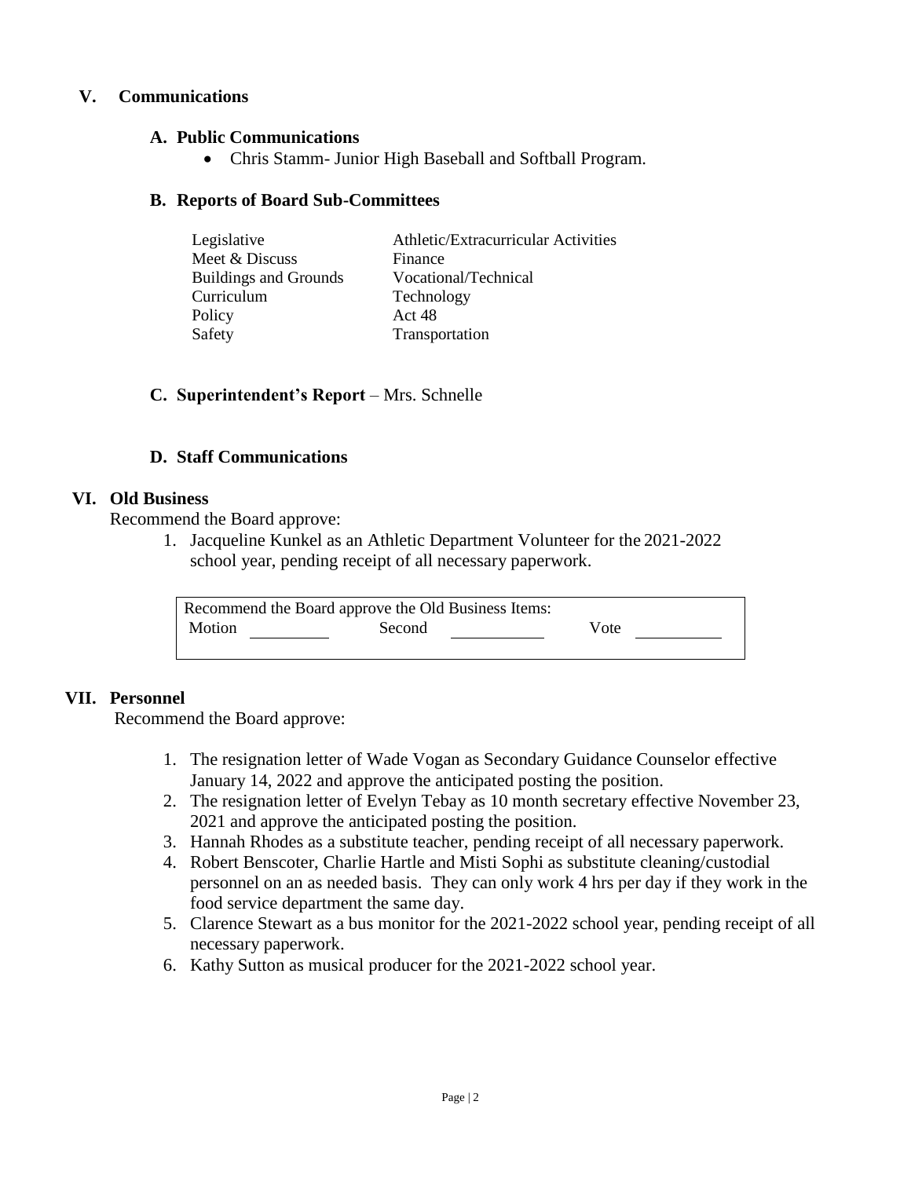## V. Communications

### A. Public Communications

- Chris Stamm- Junior High Baseball and Softball Program.

### B. Reports of Board Sub-Committees

| | |
|---|---|
| Legislative | Athletic/Extracurricular Activities |
| Meet & Discuss | Finance |
| Buildings and Grounds | Vocational/Technical |
| Curriculum | Technology |
| Policy | Act 48 |
| Safety | Transportation |

### C. Superintendent's Report – Mrs. Schnelle

### D. Staff Communications

## VI. Old Business

Recommend the Board approve:

1. Jacqueline Kunkel as an Athletic Department Volunteer for the 2021-2022 school year, pending receipt of all necessary paperwork.

| Recommend the Board approve the Old Business Items: | | |
|---|---|---|
| Motion ________ | Second ________ | Vote ________ |

## VII. Personnel

Recommend the Board approve:

1. The resignation letter of Wade Vogan as Secondary Guidance Counselor effective January 14, 2022 and approve the anticipated posting the position.
2. The resignation letter of Evelyn Tebay as 10 month secretary effective November 23, 2021 and approve the anticipated posting the position.
3. Hannah Rhodes as a substitute teacher, pending receipt of all necessary paperwork.
4. Robert Benscoter, Charlie Hartle and Misti Sophi as substitute cleaning/custodial personnel on an as needed basis. They can only work 4 hrs per day if they work in the food service department the same day.
5. Clarence Stewart as a bus monitor for the 2021-2022 school year, pending receipt of all necessary paperwork.
6. Kathy Sutton as musical producer for the 2021-2022 school year.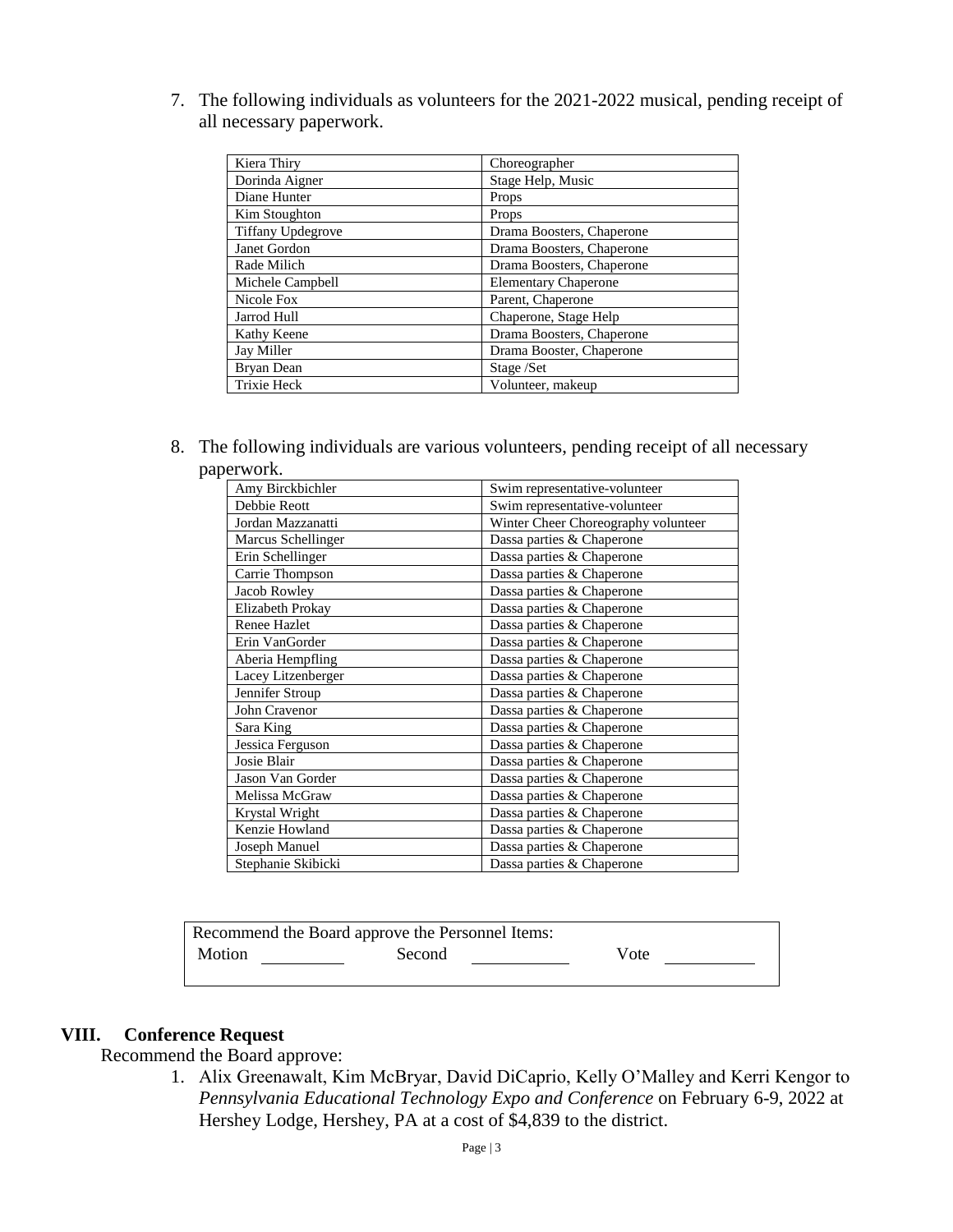7. The following individuals as volunteers for the 2021-2022 musical, pending receipt of all necessary paperwork.

| | |
|---|---|
| Kiera Thiry | Choreographer |
| Dorinda Aigner | Stage Help, Music |
| Diane Hunter | Props |
| Kim Stoughton | Props |
| Tiffany Updegrove | Drama Boosters, Chaperone |
| Janet Gordon | Drama Boosters, Chaperone |
| Rade Milich | Drama Boosters, Chaperone |
| Michele Campbell | Elementary Chaperone |
| Nicole Fox | Parent, Chaperone |
| Jarrod Hull | Chaperone, Stage Help |
| Kathy Keene | Drama Boosters, Chaperone |
| Jay Miller | Drama Booster, Chaperone |
| Bryan Dean | Stage /Set |
| Trixie Heck | Volunteer, makeup |

8. The following individuals are various volunteers, pending receipt of all necessary paperwork.

| | |
|---|---|
| Amy Birckbichler | Swim representative-volunteer |
| Debbie Reott | Swim representative-volunteer |
| Jordan Mazzanatti | Winter Cheer Choreography volunteer |
| Marcus Schellinger | Dassa parties & Chaperone |
| Erin Schellinger | Dassa parties & Chaperone |
| Carrie Thompson | Dassa parties & Chaperone |
| Jacob Rowley | Dassa parties & Chaperone |
| Elizabeth Prokay | Dassa parties & Chaperone |
| Renee Hazlet | Dassa parties & Chaperone |
| Erin VanGorder | Dassa parties & Chaperone |
| Aberia Hempfling | Dassa parties & Chaperone |
| Lacey Litzenberger | Dassa parties & Chaperone |
| Jennifer Stroup | Dassa parties & Chaperone |
| John Cravenor | Dassa parties & Chaperone |
| Sara King | Dassa parties & Chaperone |
| Jessica Ferguson | Dassa parties & Chaperone |
| Josie Blair | Dassa parties & Chaperone |
| Jason Van Gorder | Dassa parties & Chaperone |
| Melissa McGraw | Dassa parties & Chaperone |
| Krystal Wright | Dassa parties & Chaperone |
| Kenzie Howland | Dassa parties & Chaperone |
| Joseph Manuel | Dassa parties & Chaperone |
| Stephanie Skibicki | Dassa parties & Chaperone |

Recommend the Board approve the Personnel Items:
Motion \_\_\_\_\_\_\_\_\_\_ Second \_\_\_\_\_\_\_\_\_\_ Vote \_\_\_\_\_\_\_\_\_\_

## VIII. Conference Request

Recommend the Board approve:

1. Alix Greenawalt, Kim McBryar, David DiCaprio, Kelly O'Malley and Kerri Kengor to *Pennsylvania Educational Technology Expo and Conference* on February 6-9, 2022 at Hershey Lodge, Hershey, PA at a cost of $4,839 to the district.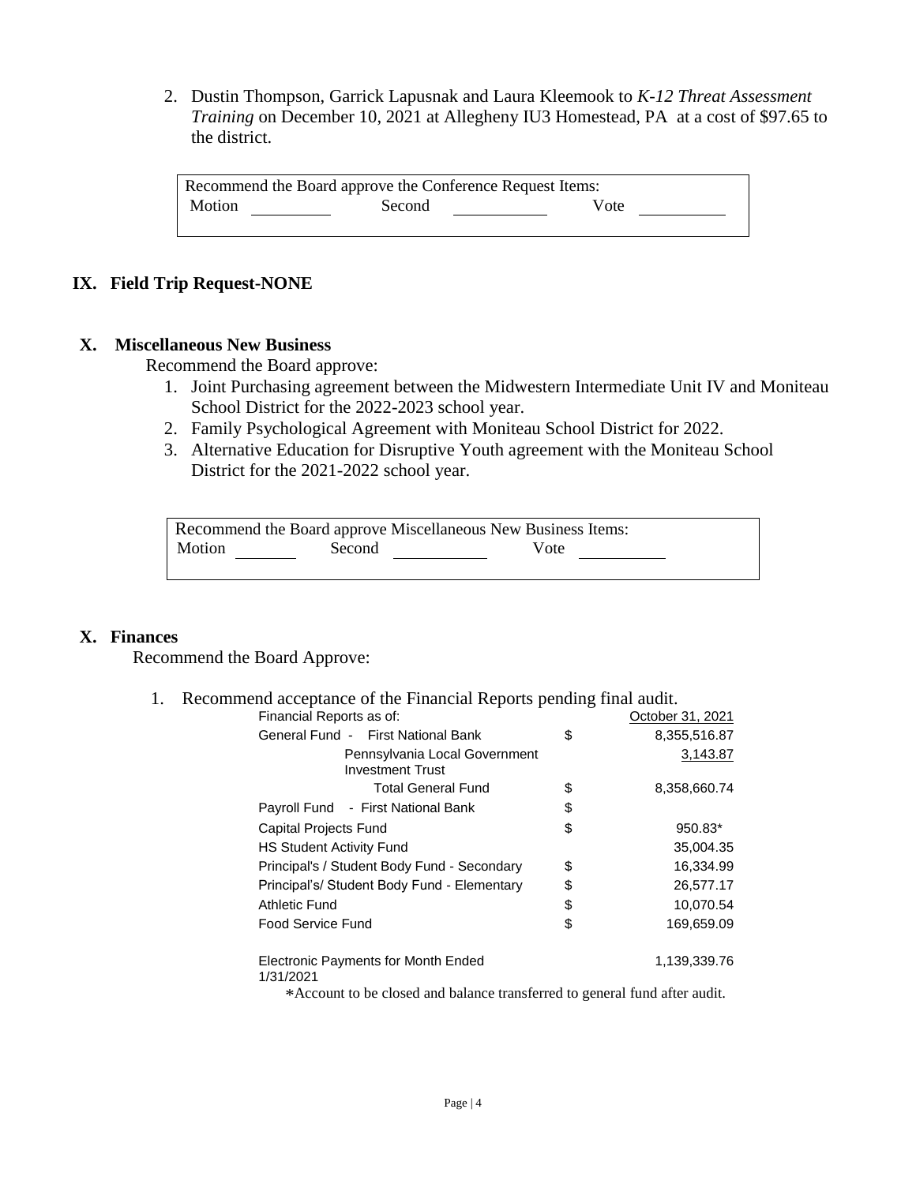2. Dustin Thompson, Garrick Lapusnak and Laura Kleemook to *K-12 Threat Assessment Training* on December 10, 2021 at Allegheny IU3 Homestead, PA at a cost of $97.65 to the district.

| Recommend the Board approve the Conference Request Items: |
|---|
| Motion ________ Second ________ Vote ________ |

## IX. Field Trip Request-NONE

## X. Miscellaneous New Business

Recommend the Board approve:

1. Joint Purchasing agreement between the Midwestern Intermediate Unit IV and Moniteau School District for the 2022-2023 school year.
2. Family Psychological Agreement with Moniteau School District for 2022.
3. Alternative Education for Disruptive Youth agreement with the Moniteau School District for the 2021-2022 school year.

| Recommend the Board approve Miscellaneous New Business Items: |
|---|
| Motion ________ Second ________ Vote ________ |

## X. Finances

Recommend the Board Approve:

1. Recommend acceptance of the Financial Reports pending final audit.

| Financial Reports as of: | | October 31, 2021 |
|---|---|---|
| General Fund - First National Bank | $ | 8,355,516.87 |
| Pennsylvania Local Government Investment Trust | | 3,143.87 |
| Total General Fund | $ | 8,358,660.74 |
| Payroll Fund - First National Bank | $ | |
| Capital Projects Fund | $ | 950.83* |
| HS Student Activity Fund | | 35,004.35 |
| Principal's / Student Body Fund - Secondary | $ | 16,334.99 |
| Principal's/ Student Body Fund - Elementary | $ | 26,577.17 |
| Athletic Fund | $ | 10,070.54 |
| Food Service Fund | $ | 169,659.09 |
| Electronic Payments for Month Ended 1/31/2021 | | 1,139,339.76 |

*Account to be closed and balance transferred to general fund after audit.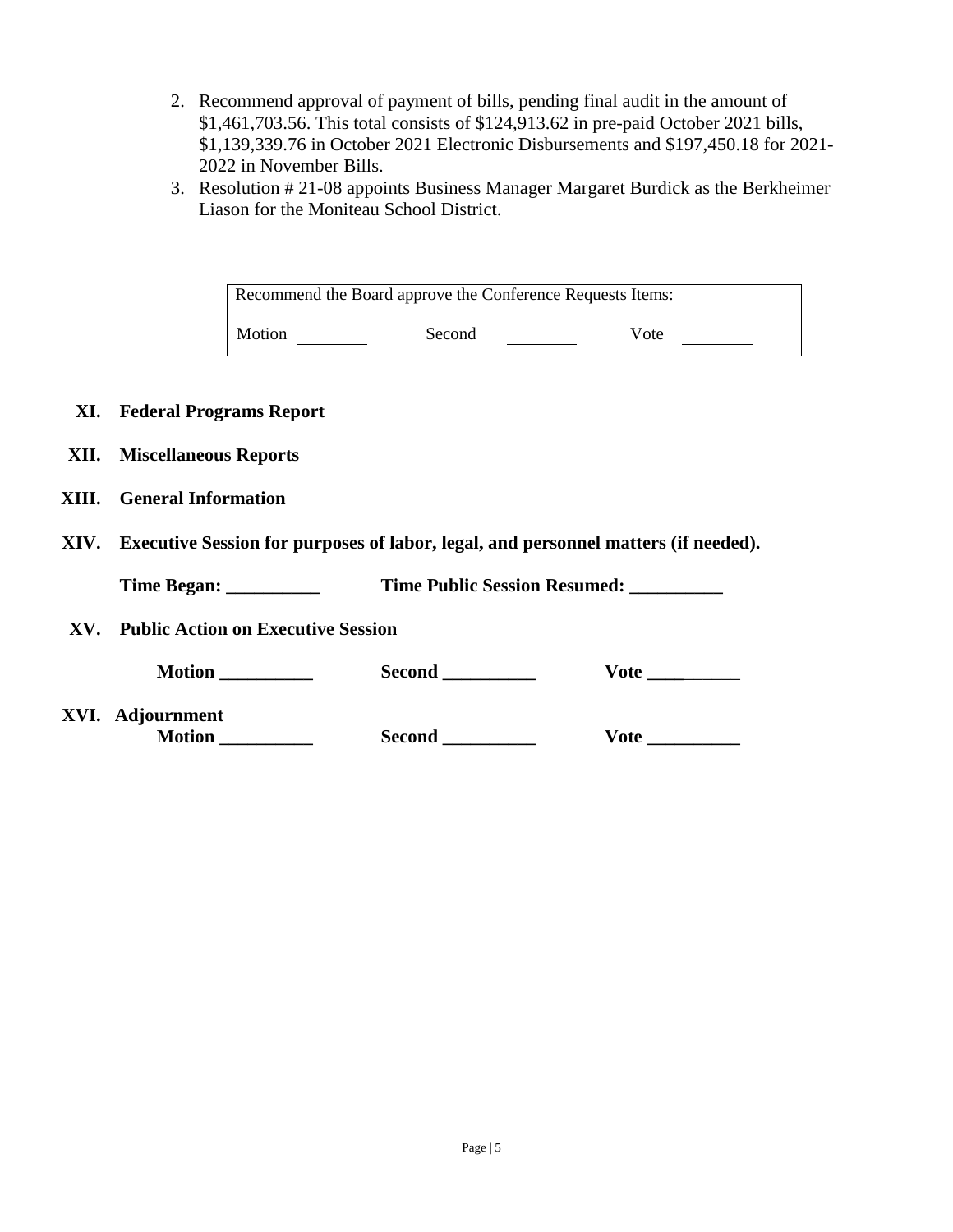2. Recommend approval of payment of bills, pending final audit in the amount of $1,461,703.56. This total consists of $124,913.62 in pre-paid October 2021 bills, $1,139,339.76 in October 2021 Electronic Disbursements and $197,450.18 for 2021-2022 in November Bills.
3. Resolution # 21-08 appoints Business Manager Margaret Burdick as the Berkheimer Liason for the Moniteau School District.

| Recommend the Board approve the Conference Requests Items: |
| --- |
| Motion ________ Second ________ Vote ________ |

**XI. Federal Programs Report**

**XII. Miscellaneous Reports**

**XIII. General Information**

**XIV. Executive Session for purposes of labor, legal, and personnel matters (if needed).**

**Time Began: __________ Time Public Session Resumed: __________**

**XV. Public Action on Executive Session**

**Motion __________ Second __________ Vote __________**

**XVI. Adjournment**

**Motion __________ Second __________ Vote __________**